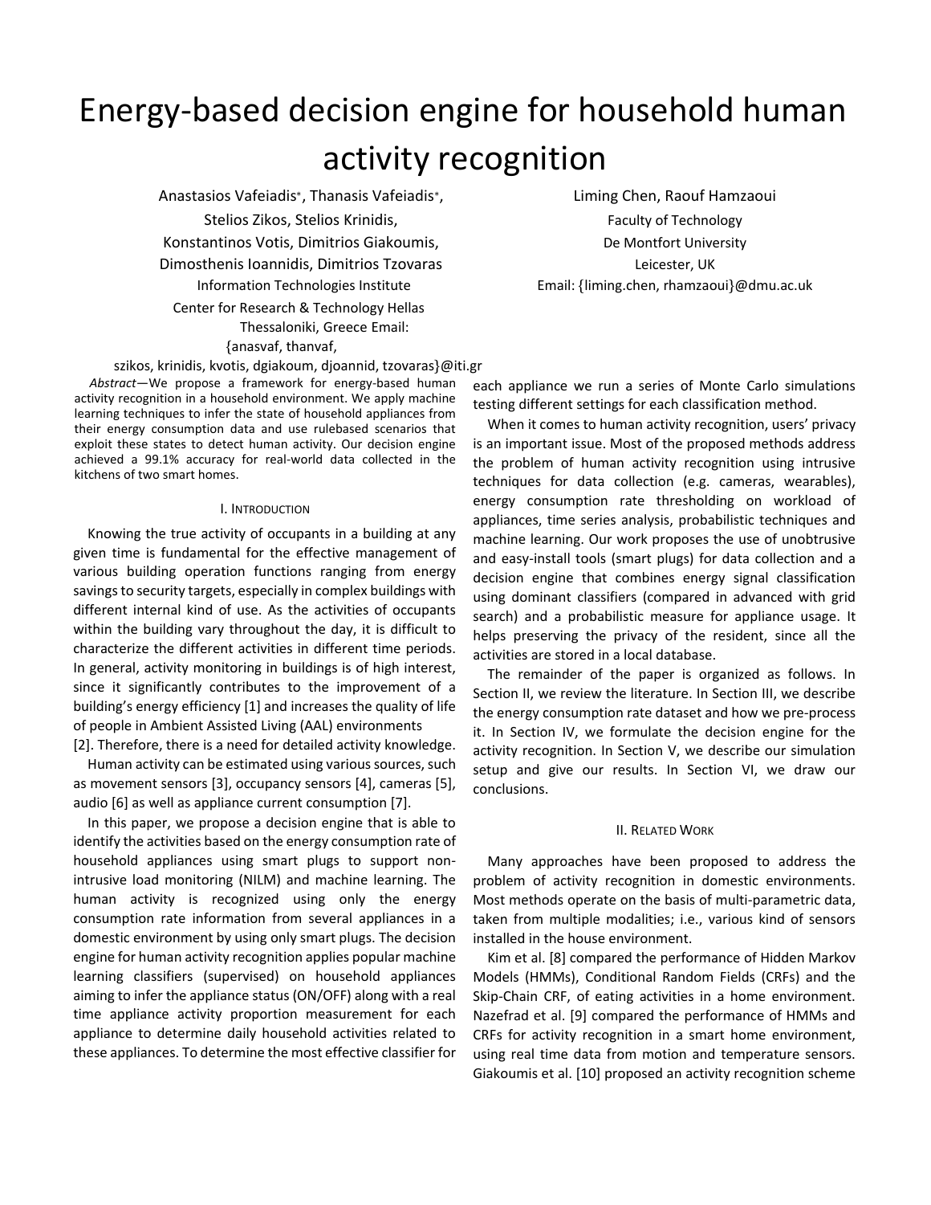# Energy-based decision engine for household human activity recognition

Anastasios Vafeiadis*, Thanasis Vafeiadis*, Stelios Zikos, Stelios Krinidis, Konstantinos Votis, Dimitrios Giakoumis, Dimosthenis Ioannidis, Dimitrios Tzovaras
Information Technologies Institute
Center for Research & Technology Hellas
Thessaloniki, Greece Email:
{anasvaf, thanvaf, szikos, krinidis, kvotis, dgiakoum, djoannid, tzovaras}@iti.gr

Liming Chen, Raouf Hamzaoui
Faculty of Technology
De Montfort University
Leicester, UK
Email: {liming.chen, rhamzaoui}@dmu.ac.uk

*Abstract*—We propose a framework for energy-based human activity recognition in a household environment. We apply machine learning techniques to infer the state of household appliances from their energy consumption data and use rulebased scenarios that exploit these states to detect human activity. Our decision engine achieved a 99.1% accuracy for real-world data collected in the kitchens of two smart homes.

## I. Introduction

Knowing the true activity of occupants in a building at any given time is fundamental for the effective management of various building operation functions ranging from energy savings to security targets, especially in complex buildings with different internal kind of use. As the activities of occupants within the building vary throughout the day, it is difficult to characterize the different activities in different time periods. In general, activity monitoring in buildings is of high interest, since it significantly contributes to the improvement of a building's energy efficiency [1] and increases the quality of life of people in Ambient Assisted Living (AAL) environments [2]. Therefore, there is a need for detailed activity knowledge.

Human activity can be estimated using various sources, such as movement sensors [3], occupancy sensors [4], cameras [5], audio [6] as well as appliance current consumption [7].

In this paper, we propose a decision engine that is able to identify the activities based on the energy consumption rate of household appliances using smart plugs to support non-intrusive load monitoring (NILM) and machine learning. The human activity is recognized using only the energy consumption rate information from several appliances in a domestic environment by using only smart plugs. The decision engine for human activity recognition applies popular machine learning classifiers (supervised) on household appliances aiming to infer the appliance status (ON/OFF) along with a real time appliance activity proportion measurement for each appliance to determine daily household activities related to these appliances. To determine the most effective classifier for each appliance we run a series of Monte Carlo simulations testing different settings for each classification method.

When it comes to human activity recognition, users' privacy is an important issue. Most of the proposed methods address the problem of human activity recognition using intrusive techniques for data collection (e.g. cameras, wearables), energy consumption rate thresholding on workload of appliances, time series analysis, probabilistic techniques and machine learning. Our work proposes the use of unobtrusive and easy-install tools (smart plugs) for data collection and a decision engine that combines energy signal classification using dominant classifiers (compared in advanced with grid search) and a probabilistic measure for appliance usage. It helps preserving the privacy of the resident, since all the activities are stored in a local database.

The remainder of the paper is organized as follows. In Section II, we review the literature. In Section III, we describe the energy consumption rate dataset and how we pre-process it. In Section IV, we formulate the decision engine for the activity recognition. In Section V, we describe our simulation setup and give our results. In Section VI, we draw our conclusions.

## II. Related Work

Many approaches have been proposed to address the problem of activity recognition in domestic environments. Most methods operate on the basis of multi-parametric data, taken from multiple modalities; i.e., various kind of sensors installed in the house environment.

Kim et al. [8] compared the performance of Hidden Markov Models (HMMs), Conditional Random Fields (CRFs) and the Skip-Chain CRF, of eating activities in a home environment. Nazefrad et al. [9] compared the performance of HMMs and CRFs for activity recognition in a smart home environment, using real time data from motion and temperature sensors. Giakoumis et al. [10] proposed an activity recognition scheme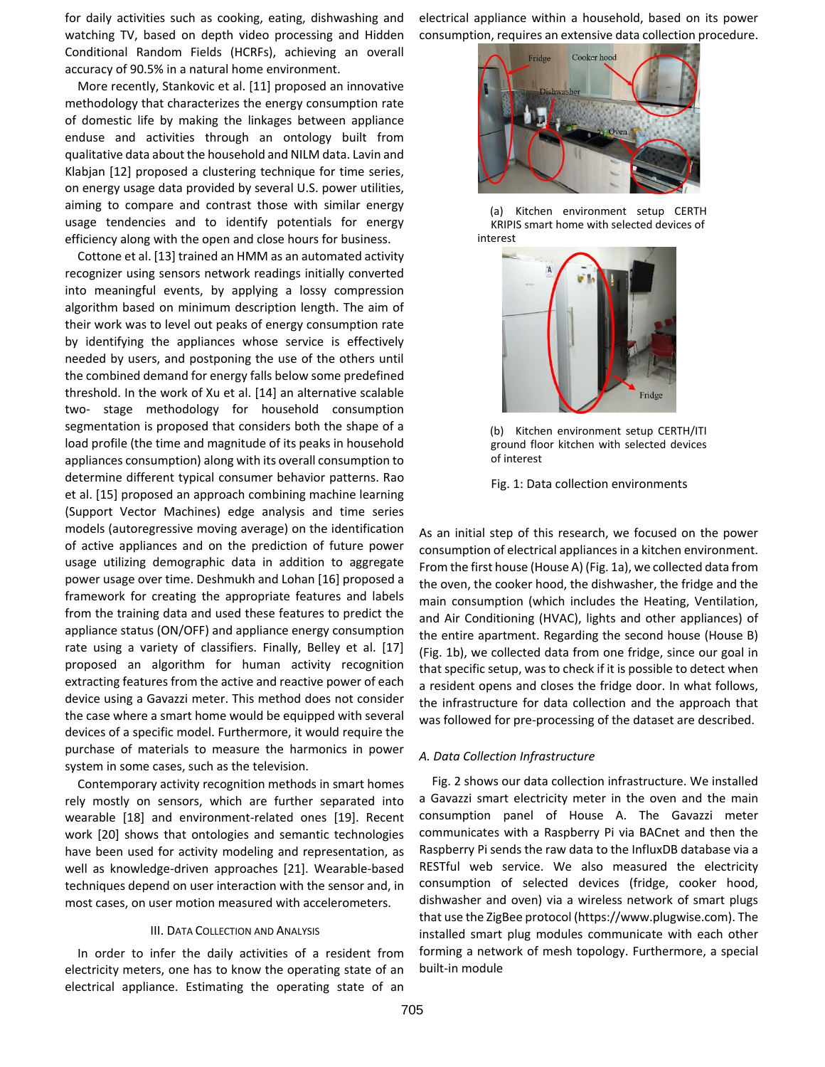for daily activities such as cooking, eating, dishwashing and watching TV, based on depth video processing and Hidden Conditional Random Fields (HCRFs), achieving an overall accuracy of 90.5% in a natural home environment.

More recently, Stankovic et al. [11] proposed an innovative methodology that characterizes the energy consumption rate of domestic life by making the linkages between appliance enduse and activities through an ontology built from qualitative data about the household and NILM data. Lavin and Klabjan [12] proposed a clustering technique for time series, on energy usage data provided by several U.S. power utilities, aiming to compare and contrast those with similar energy usage tendencies and to identify potentials for energy efficiency along with the open and close hours for business.

Cottone et al. [13] trained an HMM as an automated activity recognizer using sensors network readings initially converted into meaningful events, by applying a lossy compression algorithm based on minimum description length. The aim of their work was to level out peaks of energy consumption rate by identifying the appliances whose service is effectively needed by users, and postponing the use of the others until the combined demand for energy falls below some predefined threshold. In the work of Xu et al. [14] an alternative scalable two- stage methodology for household consumption segmentation is proposed that considers both the shape of a load profile (the time and magnitude of its peaks in household appliances consumption) along with its overall consumption to determine different typical consumer behavior patterns. Rao et al. [15] proposed an approach combining machine learning (Support Vector Machines) edge analysis and time series models (autoregressive moving average) on the identification of active appliances and on the prediction of future power usage utilizing demographic data in addition to aggregate power usage over time. Deshmukh and Lohan [16] proposed a framework for creating the appropriate features and labels from the training data and used these features to predict the appliance status (ON/OFF) and appliance energy consumption rate using a variety of classifiers. Finally, Belley et al. [17] proposed an algorithm for human activity recognition extracting features from the active and reactive power of each device using a Gavazzi meter. This method does not consider the case where a smart home would be equipped with several devices of a specific model. Furthermore, it would require the purchase of materials to measure the harmonics in power system in some cases, such as the television.

Contemporary activity recognition methods in smart homes rely mostly on sensors, which are further separated into wearable [18] and environment-related ones [19]. Recent work [20] shows that ontologies and semantic technologies have been used for activity modeling and representation, as well as knowledge-driven approaches [21]. Wearable-based techniques depend on user interaction with the sensor and, in most cases, on user motion measured with accelerometers.

## III. Data Collection and Analysis

In order to infer the daily activities of a resident from electricity meters, one has to know the operating state of an electrical appliance. Estimating the operating state of an electrical appliance within a household, based on its power consumption, requires an extensive data collection procedure.

(a) Kitchen environment setup CERTH KRIPIS smart home with selected devices of interest

(b) Kitchen environment setup CERTH/ITI ground floor kitchen with selected devices of interest

Fig. 1: Data collection environments

As an initial step of this research, we focused on the power consumption of electrical appliances in a kitchen environment. From the first house (House A) (Fig. 1a), we collected data from the oven, the cooker hood, the dishwasher, the fridge and the main consumption (which includes the Heating, Ventilation, and Air Conditioning (HVAC), lights and other appliances) of the entire apartment. Regarding the second house (House B) (Fig. 1b), we collected data from one fridge, since our goal in that specific setup, was to check if it is possible to detect when a resident opens and closes the fridge door. In what follows, the infrastructure for data collection and the approach that was followed for pre-processing of the dataset are described.

### A. Data Collection Infrastructure

Fig. 2 shows our data collection infrastructure. We installed a Gavazzi smart electricity meter in the oven and the main consumption panel of House A. The Gavazzi meter communicates with a Raspberry Pi via BACnet and then the Raspberry Pi sends the raw data to the InfluxDB database via a RESTful web service. We also measured the electricity consumption of selected devices (fridge, cooker hood, dishwasher and oven) via a wireless network of smart plugs that use the ZigBee protocol (https://www.plugwise.com). The installed smart plug modules communicate with each other forming a network of mesh topology. Furthermore, a special built-in module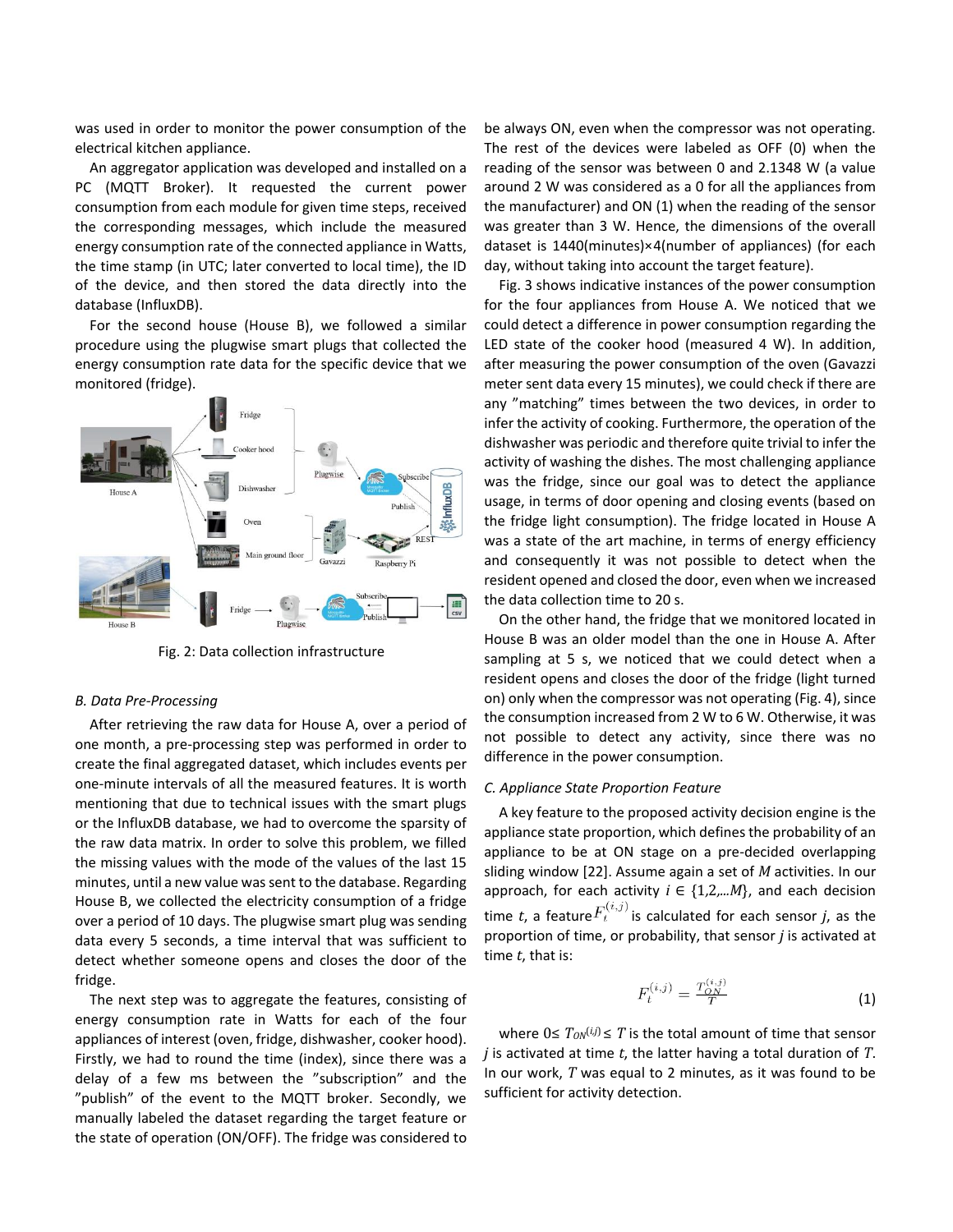was used in order to monitor the power consumption of the electrical kitchen appliance.

An aggregator application was developed and installed on a PC (MQTT Broker). It requested the current power consumption from each module for given time steps, received the corresponding messages, which include the measured energy consumption rate of the connected appliance in Watts, the time stamp (in UTC; later converted to local time), the ID of the device, and then stored the data directly into the database (InfluxDB).

For the second house (House B), we followed a similar procedure using the plugwise smart plugs that collected the energy consumption rate data for the specific device that we monitored (fridge).

Fridge
Cooker hood
Dishwasher
Oven
Main ground floor
House A
Plugwise
Subscribe
Publish
InfluxDB
Gavazzi
Raspberry Pi
REST
House B
Fridge
Plugwise
Subscribe
Publish
csv

Fig. 2: Data collection infrastructure

### B. Data Pre-Processing

After retrieving the raw data for House A, over a period of one month, a pre-processing step was performed in order to create the final aggregated dataset, which includes events per one-minute intervals of all the measured features. It is worth mentioning that due to technical issues with the smart plugs or the InfluxDB database, we had to overcome the sparsity of the raw data matrix. In order to solve this problem, we filled the missing values with the mode of the values of the last 15 minutes, until a new value was sent to the database. Regarding House B, we collected the electricity consumption of a fridge over a period of 10 days. The plugwise smart plug was sending data every 5 seconds, a time interval that was sufficient to detect whether someone opens and closes the door of the fridge.

The next step was to aggregate the features, consisting of energy consumption rate in Watts for each of the four appliances of interest (oven, fridge, dishwasher, cooker hood). Firstly, we had to round the time (index), since there was a delay of a few ms between the "subscription" and the "publish" of the event to the MQTT broker. Secondly, we manually labeled the dataset regarding the target feature or the state of operation (ON/OFF). The fridge was considered to be always ON, even when the compressor was not operating. The rest of the devices were labeled as OFF (0) when the reading of the sensor was between 0 and 2.1348 W (a value around 2 W was considered as a 0 for all the appliances from the manufacturer) and ON (1) when the reading of the sensor was greater than 3 W. Hence, the dimensions of the overall dataset is 1440(minutes)×4(number of appliances) (for each day, without taking into account the target feature).

Fig. 3 shows indicative instances of the power consumption for the four appliances from House A. We noticed that we could detect a difference in power consumption regarding the LED state of the cooker hood (measured 4 W). In addition, after measuring the power consumption of the oven (Gavazzi meter sent data every 15 minutes), we could check if there are any "matching" times between the two devices, in order to infer the activity of cooking. Furthermore, the operation of the dishwasher was periodic and therefore quite trivial to infer the activity of washing the dishes. The most challenging appliance was the fridge, since our goal was to detect the appliance usage, in terms of door opening and closing events (based on the fridge light consumption). The fridge located in House A was a state of the art machine, in terms of energy efficiency and consequently it was not possible to detect when the resident opened and closed the door, even when we increased the data collection time to 20 s.

On the other hand, the fridge that we monitored located in House B was an older model than the one in House A. After sampling at 5 s, we noticed that we could detect when a resident opens and closes the door of the fridge (light turned on) only when the compressor was not operating (Fig. 4), since the consumption increased from 2 W to 6 W. Otherwise, it was not possible to detect any activity, since there was no difference in the power consumption.

### C. Appliance State Proportion Feature

A key feature to the proposed activity decision engine is the appliance state proportion, which defines the probability of an appliance to be at ON stage on a pre-decided overlapping sliding window [22]. Assume again a set of $M$ activities. In our approach, for each activity $i \in \{1,2,\ldots M\}$, and each decision time $t$, a feature $F_t^{(i,j)}$ is calculated for each sensor $j$, as the proportion of time, or probability, that sensor $j$ is activated at time $t$, that is:

$$F_t^{(i,j)} = \frac{T_{ON}^{(i,j)}}{T} \quad (1)$$

where $0 \leq T_{ON}^{(i,j)} \leq T$ is the total amount of time that sensor $j$ is activated at time $t$, the latter having a total duration of $T$. In our work, $T$ was equal to 2 minutes, as it was found to be sufficient for activity detection.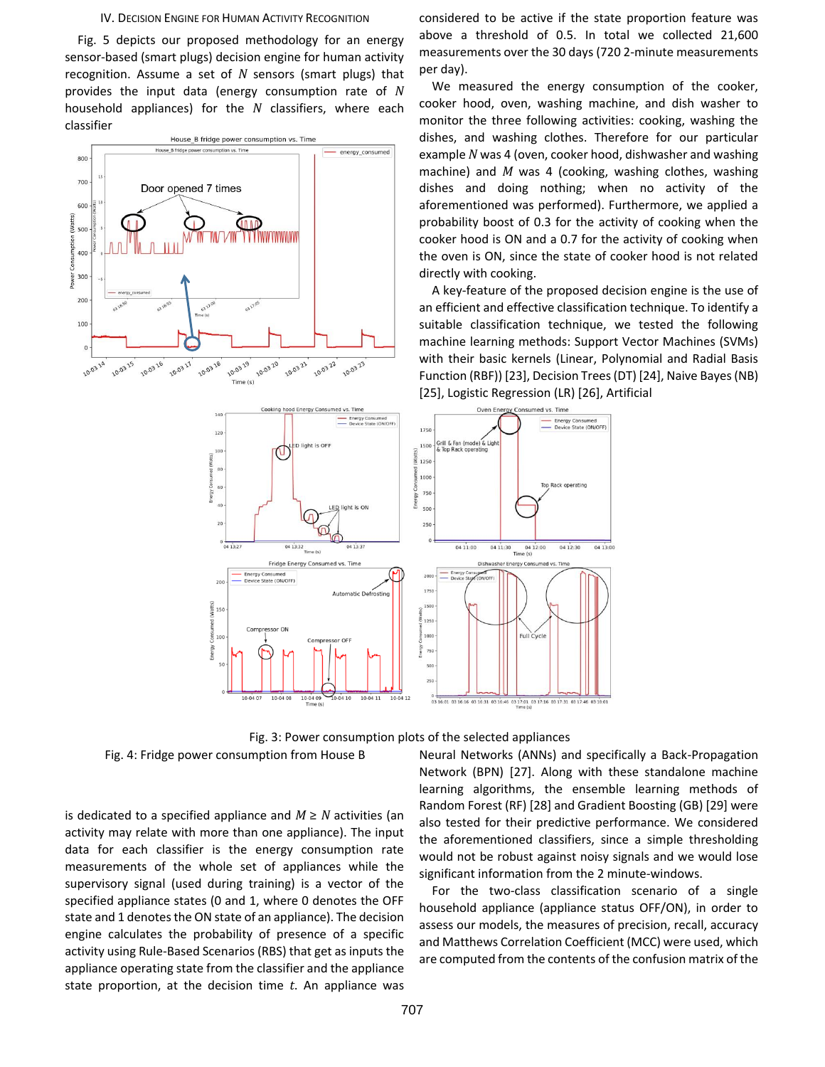## IV. Decision Engine for Human Activity Recognition

Fig. 5 depicts our proposed methodology for an energy sensor-based (smart plugs) decision engine for human activity recognition. Assume a set of $N$ sensors (smart plugs) that provides the input data (energy consumption rate of $N$ household appliances) for the $N$ classifiers, where each classifier is dedicated to a specified appliance and $M \geq N$ activities (an activity may relate with more than one appliance). The input data for each classifier is the energy consumption rate measurements of the whole set of appliances while the supervisory signal (used during training) is a vector of the specified appliance states (0 and 1, where 0 denotes the OFF state and 1 denotes the ON state of an appliance). The decision engine calculates the probability of presence of a specific activity using Rule-Based Scenarios (RBS) that get as inputs the appliance operating state from the classifier and the appliance state proportion, at the decision time $t$. An appliance was considered to be active if the state proportion feature was above a threshold of 0.5. In total we collected 21,600 measurements over the 30 days (720 2-minute measurements per day).

Fig. 4: Fridge power consumption from House B

Fig. 3: Power consumption plots of the selected appliances

We measured the energy consumption of the cooker, cooker hood, oven, washing machine, and dish washer to monitor the three following activities: cooking, washing the dishes, and washing clothes. Therefore for our particular example $N$ was 4 (oven, cooker hood, dishwasher and washing machine) and $M$ was 4 (cooking, washing clothes, washing dishes and doing nothing; when no activity of the aforementioned was performed). Furthermore, we applied a probability boost of 0.3 for the activity of cooking when the cooker hood is ON and a 0.7 for the activity of cooking when the oven is ON, since the state of cooker hood is not related directly with cooking.

A key-feature of the proposed decision engine is the use of an efficient and effective classification technique. To identify a suitable classification technique, we tested the following machine learning methods: Support Vector Machines (SVMs) with their basic kernels (Linear, Polynomial and Radial Basis Function (RBF)) [23], Decision Trees (DT) [24], Naive Bayes (NB) [25], Logistic Regression (LR) [26], Artificial Neural Networks (ANNs) and specifically a Back-Propagation Network (BPN) [27]. Along with these standalone machine learning algorithms, the ensemble learning methods of Random Forest (RF) [28] and Gradient Boosting (GB) [29] were also tested for their predictive performance. We considered the aforementioned classifiers, since a simple thresholding would not be robust against noisy signals and we would lose significant information from the 2 minute-windows.

For the two-class classification scenario of a single household appliance (appliance status OFF/ON), in order to assess our models, the measures of precision, recall, accuracy and Matthews Correlation Coefficient (MCC) were used, which are computed from the contents of the confusion matrix of the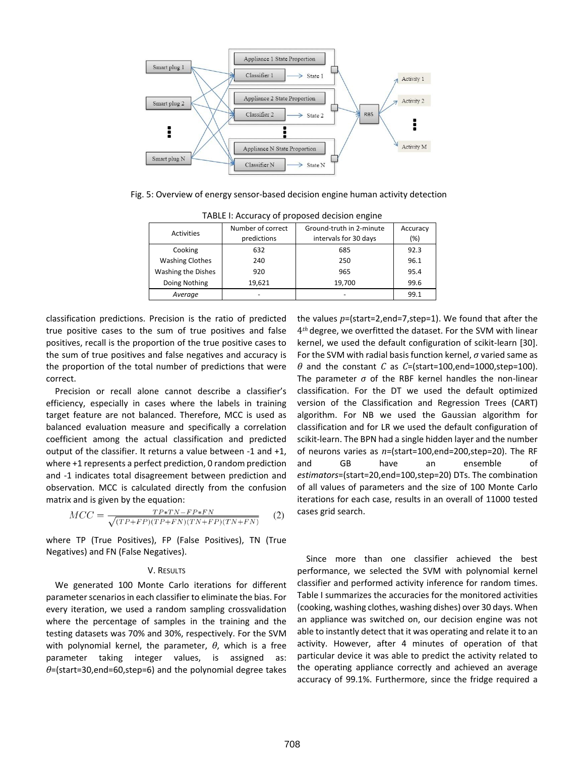Fig. 5: Overview of energy sensor-based decision engine human activity detection

TABLE I: Accuracy of proposed decision engine

| Activities | Number of correct predictions | Ground-truth in 2-minute intervals for 30 days | Accuracy (%) |
|---|---|---|---|
| Cooking | 632 | 685 | 92.3 |
| Washing Clothes | 240 | 250 | 96.1 |
| Washing the Dishes | 920 | 965 | 95.4 |
| Doing Nothing | 19,621 | 19,700 | 99.6 |
| *Average* | - | - | 99.1 |

classification predictions. Precision is the ratio of predicted true positive cases to the sum of true positives and false positives, recall is the proportion of the true positive cases to the sum of true positives and false negatives and accuracy is the proportion of the total number of predictions that were correct.

Precision or recall alone cannot describe a classifier's efficiency, especially in cases where the labels in training target feature are not balanced. Therefore, MCC is used as balanced evaluation measure and specifically a correlation coefficient among the actual classification and predicted output of the classifier. It returns a value between -1 and +1, where +1 represents a perfect prediction, 0 random prediction and -1 indicates total disagreement between prediction and observation. MCC is calculated directly from the confusion matrix and is given by the equation:

$$MCC = \frac{TP*TN - FP*FN}{\sqrt{(TP+FP)(TP+FN)(TN+FP)(TN+FN)}} \quad (2)$$

where TP (True Positives), FP (False Positives), TN (True Negatives) and FN (False Negatives).

## V. Results

We generated 100 Monte Carlo iterations for different parameter scenarios in each classifier to eliminate the bias. For every iteration, we used a random sampling crossvalidation where the percentage of samples in the training and the testing datasets was 70% and 30%, respectively. For the SVM with polynomial kernel, the parameter, $\theta$, which is a free parameter taking integer values, is assigned as: $\theta$=(start=30,end=60,step=6) and the polynomial degree takes the values $p$=(start=2,end=7,step=1). We found that after the $4^{th}$ degree, we overfitted the dataset. For the SVM with linear kernel, we used the default configuration of scikit-learn [30]. For the SVM with radial basis function kernel, $\sigma$ varied same as $\theta$ and the constant $C$ as $C$=(start=100,end=1000,step=100). The parameter $\sigma$ of the RBF kernel handles the non-linear classification. For the DT we used the default optimized version of the Classification and Regression Trees (CART) algorithm. For NB we used the Gaussian algorithm for classification and for LR we used the default configuration of scikit-learn. The BPN had a single hidden layer and the number of neurons varies as $n$=(start=100,end=200,step=20). The RF and GB have an ensemble of *estimators*=(start=20,end=100,step=20) DTs. The combination of all values of parameters and the size of 100 Monte Carlo iterations for each case, results in an overall of 11000 tested cases grid search.

Since more than one classifier achieved the best performance, we selected the SVM with polynomial kernel classifier and performed activity inference for random times. Table I summarizes the accuracies for the monitored activities (cooking, washing clothes, washing dishes) over 30 days. When an appliance was switched on, our decision engine was not able to instantly detect that it was operating and relate it to an activity. However, after 4 minutes of operation of that particular device it was able to predict the activity related to the operating appliance correctly and achieved an average accuracy of 99.1%. Furthermore, since the fridge required a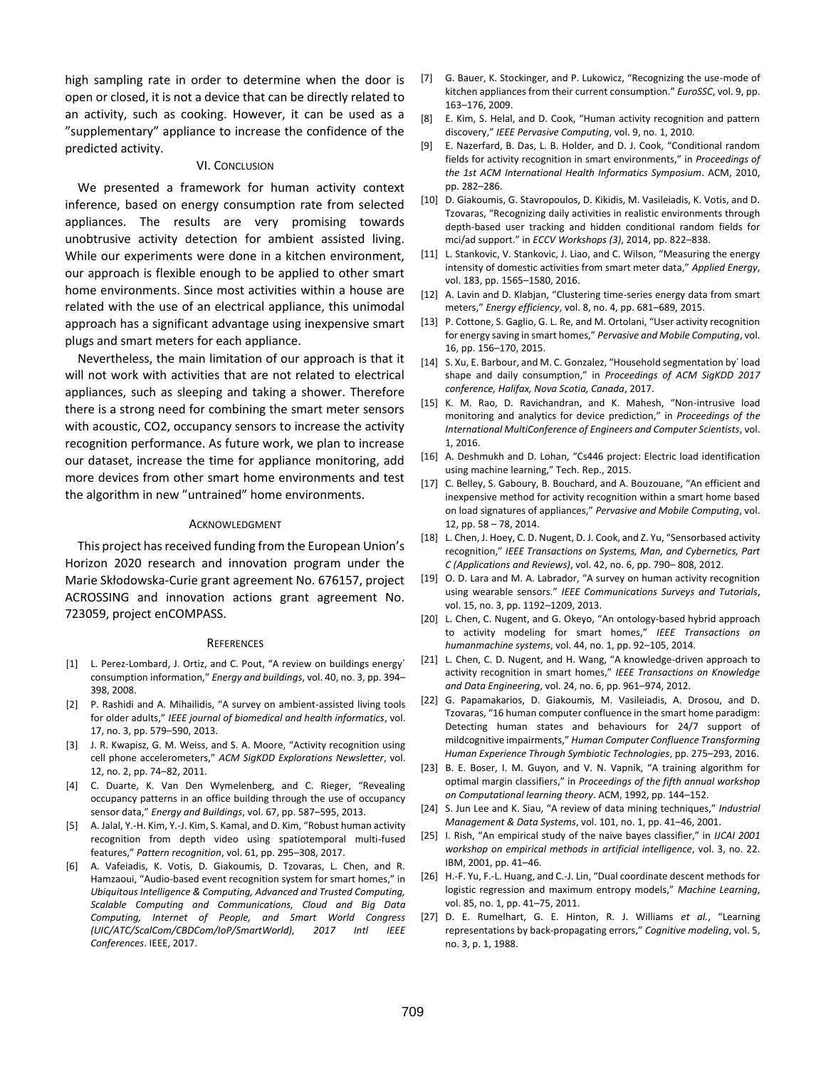high sampling rate in order to determine when the door is open or closed, it is not a device that can be directly related to an activity, such as cooking. However, it can be used as a "supplementary" appliance to increase the confidence of the predicted activity.

## VI. Conclusion

We presented a framework for human activity context inference, based on energy consumption rate from selected appliances. The results are very promising towards unobtrusive activity detection for ambient assisted living. While our experiments were done in a kitchen environment, our approach is flexible enough to be applied to other smart home environments. Since most activities within a house are related with the use of an electrical appliance, this unimodal approach has a significant advantage using inexpensive smart plugs and smart meters for each appliance.

Nevertheless, the main limitation of our approach is that it will not work with activities that are not related to electrical appliances, such as sleeping and taking a shower. Therefore there is a strong need for combining the smart meter sensors with acoustic, CO2, occupancy sensors to increase the activity recognition performance. As future work, we plan to increase our dataset, increase the time for appliance monitoring, add more devices from other smart home environments and test the algorithm in new "untrained" home environments.

## Acknowledgment

This project has received funding from the European Union's Horizon 2020 research and innovation program under the Marie Skłodowska-Curie grant agreement No. 676157, project ACROSSING and innovation actions grant agreement No. 723059, project enCOMPASS.

## References

[1] L. Perez-Lombard, J. Ortiz, and C. Pout, "A review on buildings energy´ consumption information," *Energy and buildings*, vol. 40, no. 3, pp. 394–398, 2008.

[2] P. Rashidi and A. Mihailidis, "A survey on ambient-assisted living tools for older adults," *IEEE journal of biomedical and health informatics*, vol. 17, no. 3, pp. 579–590, 2013.

[3] J. R. Kwapisz, G. M. Weiss, and S. A. Moore, "Activity recognition using cell phone accelerometers," *ACM SigKDD Explorations Newsletter*, vol. 12, no. 2, pp. 74–82, 2011.

[4] C. Duarte, K. Van Den Wymelenberg, and C. Rieger, "Revealing occupancy patterns in an office building through the use of occupancy sensor data," *Energy and Buildings*, vol. 67, pp. 587–595, 2013.

[5] A. Jalal, Y.-H. Kim, Y.-J. Kim, S. Kamal, and D. Kim, "Robust human activity recognition from depth video using spatiotemporal multi-fused features," *Pattern recognition*, vol. 61, pp. 295–308, 2017.

[6] A. Vafeiadis, K. Votis, D. Giakoumis, D. Tzovaras, L. Chen, and R. Hamzaoui, "Audio-based event recognition system for smart homes," in *Ubiquitous Intelligence & Computing, Advanced and Trusted Computing, Scalable Computing and Communications, Cloud and Big Data Computing, Internet of People, and Smart World Congress (UIC/ATC/ScalCom/CBDCom/IoP/SmartWorld), 2017 Intl IEEE Conferences*. IEEE, 2017.

[7] G. Bauer, K. Stockinger, and P. Lukowicz, "Recognizing the use-mode of kitchen appliances from their current consumption." *EuroSSC*, vol. 9, pp. 163–176, 2009.

[8] E. Kim, S. Helal, and D. Cook, "Human activity recognition and pattern discovery," *IEEE Pervasive Computing*, vol. 9, no. 1, 2010.

[9] E. Nazerfard, B. Das, L. B. Holder, and D. J. Cook, "Conditional random fields for activity recognition in smart environments," in *Proceedings of the 1st ACM International Health Informatics Symposium*. ACM, 2010, pp. 282–286.

[10] D. Giakoumis, G. Stavropoulos, D. Kikidis, M. Vasileiadis, K. Votis, and D. Tzovaras, "Recognizing daily activities in realistic environments through depth-based user tracking and hidden conditional random fields for mci/ad support." in *ECCV Workshops (3)*, 2014, pp. 822–838.

[11] L. Stankovic, V. Stankovic, J. Liao, and C. Wilson, "Measuring the energy intensity of domestic activities from smart meter data," *Applied Energy*, vol. 183, pp. 1565–1580, 2016.

[12] A. Lavin and D. Klabjan, "Clustering time-series energy data from smart meters," *Energy efficiency*, vol. 8, no. 4, pp. 681–689, 2015.

[13] P. Cottone, S. Gaglio, G. L. Re, and M. Ortolani, "User activity recognition for energy saving in smart homes," *Pervasive and Mobile Computing*, vol. 16, pp. 156–170, 2015.

[14] S. Xu, E. Barbour, and M. C. Gonzalez, "Household segmentation by´ load shape and daily consumption," in *Proceedings of ACM SigKDD 2017 conference, Halifax, Nova Scotia, Canada*, 2017.

[15] K. M. Rao, D. Ravichandran, and K. Mahesh, "Non-intrusive load monitoring and analytics for device prediction," in *Proceedings of the International MultiConference of Engineers and Computer Scientists*, vol. 1, 2016.

[16] A. Deshmukh and D. Lohan, "Cs446 project: Electric load identification using machine learning," Tech. Rep., 2015.

[17] C. Belley, S. Gaboury, B. Bouchard, and A. Bouzouane, "An efficient and inexpensive method for activity recognition within a smart home based on load signatures of appliances," *Pervasive and Mobile Computing*, vol. 12, pp. 58 – 78, 2014.

[18] L. Chen, J. Hoey, C. D. Nugent, D. J. Cook, and Z. Yu, "Sensorbased activity recognition," *IEEE Transactions on Systems, Man, and Cybernetics, Part C (Applications and Reviews)*, vol. 42, no. 6, pp. 790– 808, 2012.

[19] O. D. Lara and M. A. Labrador, "A survey on human activity recognition using wearable sensors." *IEEE Communications Surveys and Tutorials*, vol. 15, no. 3, pp. 1192–1209, 2013.

[20] L. Chen, C. Nugent, and G. Okeyo, "An ontology-based hybrid approach to activity modeling for smart homes," *IEEE Transactions on humanmachine systems*, vol. 44, no. 1, pp. 92–105, 2014.

[21] L. Chen, C. D. Nugent, and H. Wang, "A knowledge-driven approach to activity recognition in smart homes," *IEEE Transactions on Knowledge and Data Engineering*, vol. 24, no. 6, pp. 961–974, 2012.

[22] G. Papamakarios, D. Giakoumis, M. Vasileiadis, A. Drosou, and D. Tzovaras, "16 human computer confluence in the smart home paradigm: Detecting human states and behaviours for 24/7 support of mildcognitive impairments," *Human Computer Confluence Transforming Human Experience Through Symbiotic Technologies*, pp. 275–293, 2016.

[23] B. E. Boser, I. M. Guyon, and V. N. Vapnik, "A training algorithm for optimal margin classifiers," in *Proceedings of the fifth annual workshop on Computational learning theory*. ACM, 1992, pp. 144–152.

[24] S. Jun Lee and K. Siau, "A review of data mining techniques," *Industrial Management & Data Systems*, vol. 101, no. 1, pp. 41–46, 2001.

[25] I. Rish, "An empirical study of the naive bayes classifier," in *IJCAI 2001 workshop on empirical methods in artificial intelligence*, vol. 3, no. 22. IBM, 2001, pp. 41–46.

[26] H.-F. Yu, F.-L. Huang, and C.-J. Lin, "Dual coordinate descent methods for logistic regression and maximum entropy models," *Machine Learning*, vol. 85, no. 1, pp. 41–75, 2011.

[27] D. E. Rumelhart, G. E. Hinton, R. J. Williams *et al.*, "Learning representations by back-propagating errors," *Cognitive modeling*, vol. 5, no. 3, p. 1, 1988.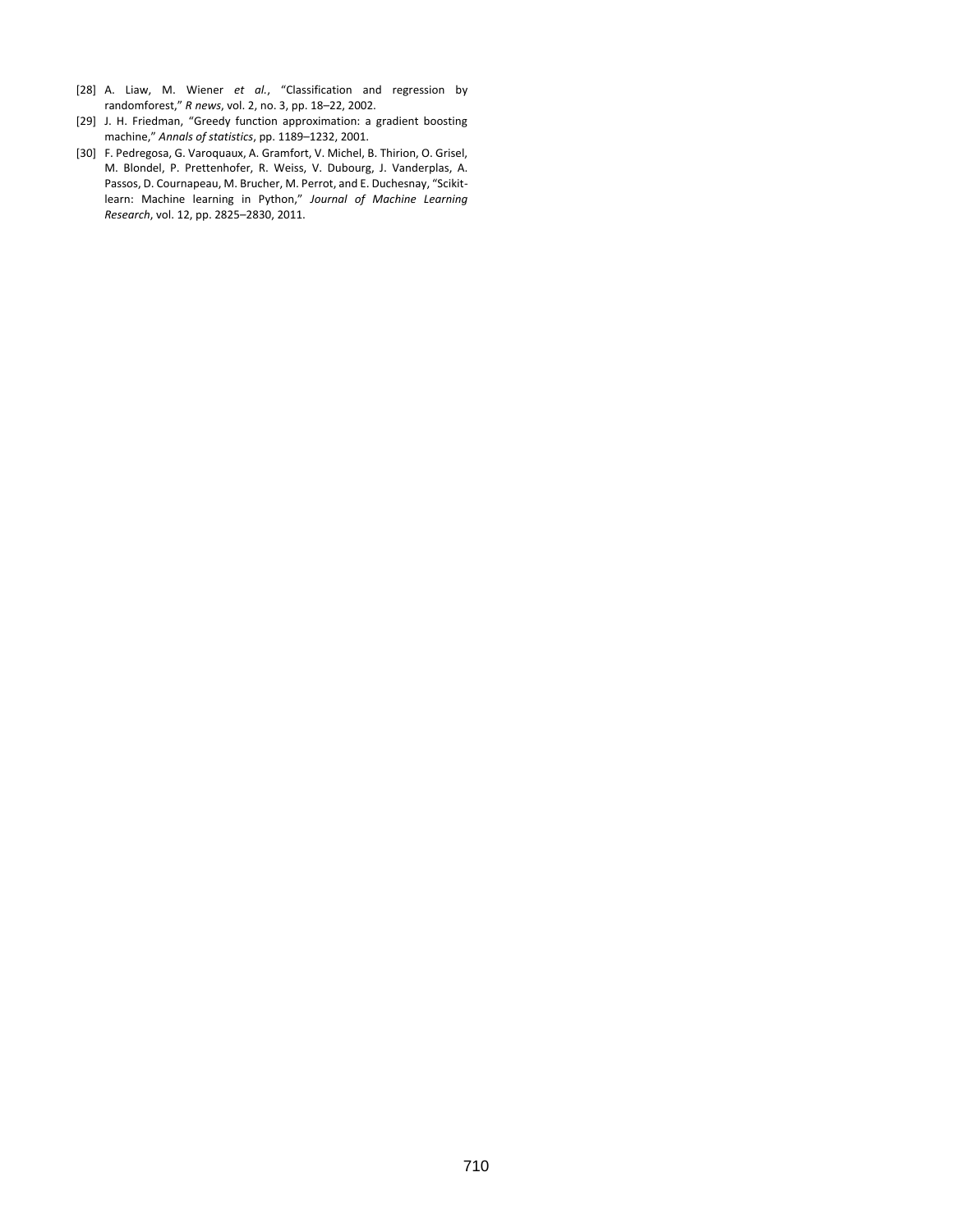[28] A. Liaw, M. Wiener *et al.*, "Classification and regression by randomforest," *R news*, vol. 2, no. 3, pp. 18–22, 2002.

[29] J. H. Friedman, "Greedy function approximation: a gradient boosting machine," *Annals of statistics*, pp. 1189–1232, 2001.

[30] F. Pedregosa, G. Varoquaux, A. Gramfort, V. Michel, B. Thirion, O. Grisel, M. Blondel, P. Prettenhofer, R. Weiss, V. Dubourg, J. Vanderplas, A. Passos, D. Cournapeau, M. Brucher, M. Perrot, and E. Duchesnay, "Scikit-learn: Machine learning in Python," *Journal of Machine Learning Research*, vol. 12, pp. 2825–2830, 2011.